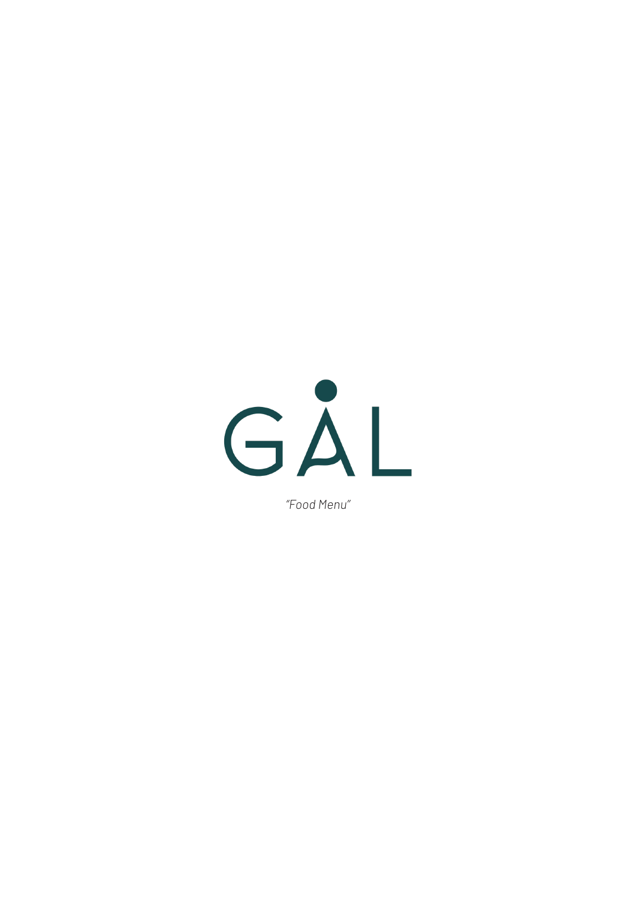# GÅL

*"Food Menu"*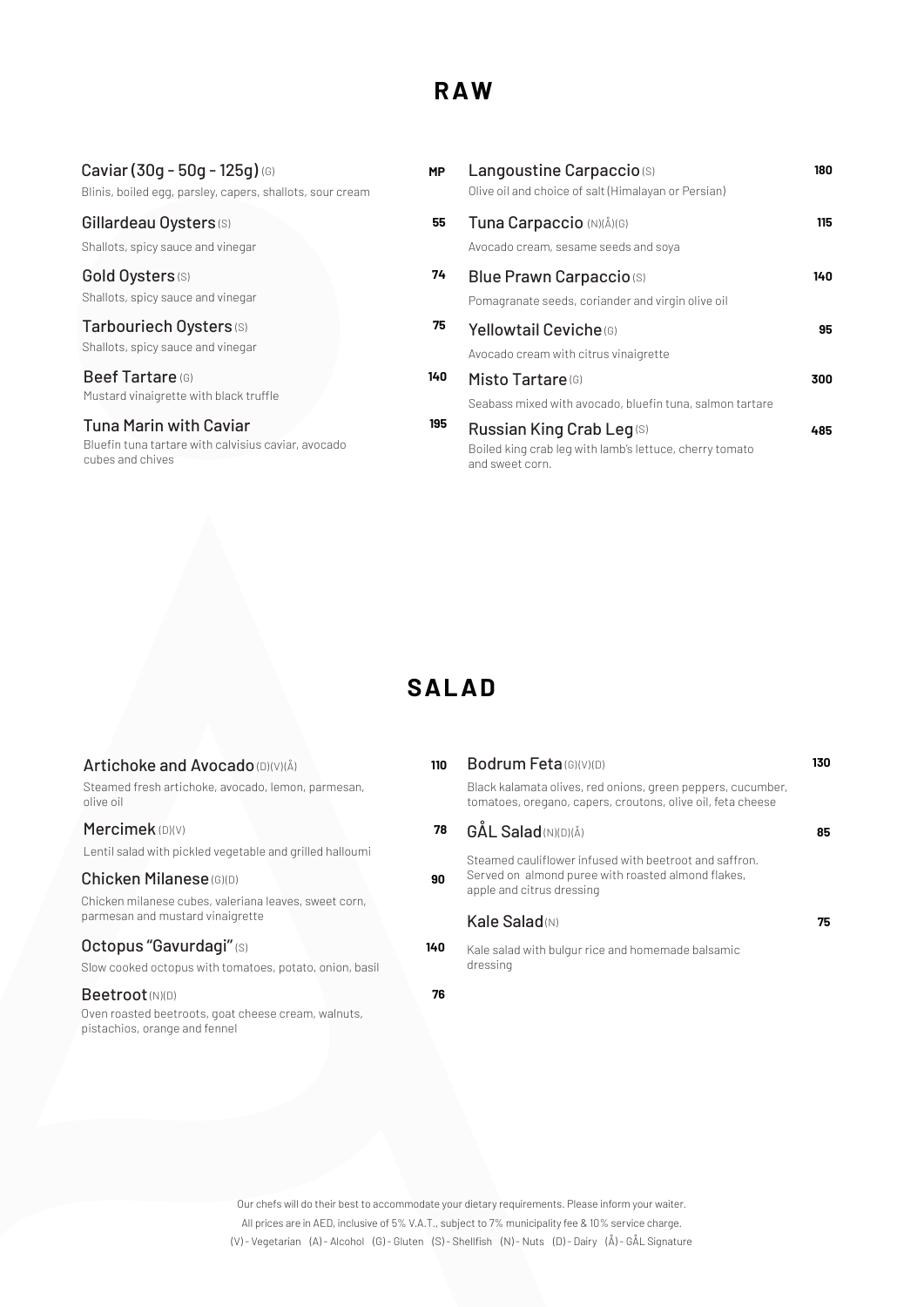# RAW

**Caviar (30g - 50g - 125g)** (G) — **MP**
Blinis, boiled egg, parsley, capers, shallots, sour cream

**Gillardeau Oysters** (S) — **55**
Shallots, spicy sauce and vinegar

**Gold Oysters** (S) — **74**
Shallots, spicy sauce and vinegar

**Tarbouriech Oysters** (S) — **75**
Shallots, spicy sauce and vinegar

**Beef Tartare** (G) — **140**
Mustard vinaigrette with black truffle

**Tuna Marin with Caviar** — **195**
Bluefin tuna tartare with calvisius caviar, avocado cubes and chives

**Langoustine Carpaccio** (S) — **180**
Olive oil and choice of salt (Himalayan or Persian)

**Tuna Carpaccio** (N)(Å)(G) — **115**
Avocado cream, sesame seeds and soya

**Blue Prawn Carpaccio** (S) — **140**
Pomagranate seeds, coriander and virgin olive oil

**Yellowtail Ceviche** (G) — **95**
Avocado cream with citrus vinaigrette

**Misto Tartare** (G) — **300**
Seabass mixed with avocado, bluefin tuna, salmon tartare

**Russian King Crab Leg** (S) — **485**
Boiled king crab leg with lamb's lettuce, cherry tomato and sweet corn.

# SALAD

**Artichoke and Avocado** (D)(V)(Å) — **110**
Steamed fresh artichoke, avocado, lemon, parmesan, olive oil

**Mercimek** (D)(V) — **78**
Lentil salad with pickled vegetable and grilled halloumi

**Chicken Milanese** (G)(D) — **90**
Chicken milanese cubes, valeriana leaves, sweet corn, parmesan and mustard vinaigrette

**Octopus "Gavurdagi"** (S) — **140**
Slow cooked octopus with tomatoes, potato, onion, basil

**Beetroot** (N)(D) — **76**
Oven roasted beetroots, goat cheese cream, walnuts, pistachios, orange and fennel

**Bodrum Feta** (G)(V)(D) — **130**
Black kalamata olives, red onions, green peppers, cucumber, tomatoes, oregano, capers, croutons, olive oil, feta cheese

**GÅL Salad** (N)(D)(Å) — **85**
Steamed cauliflower infused with beetroot and saffron. Served on almond puree with roasted almond flakes, apple and citrus dressing

**Kale Salad** (N) — **75**
Kale salad with bulgur rice and homemade balsamic dressing

Our chefs will do their best to accommodate your dietary requirements. Please inform your waiter.
All prices are in AED, inclusive of 5% V.A.T., subject to 7% municipality fee & 10% service charge.
(V) - Vegetarian (A) - Alcohol (G) - Gluten (S) - Shellfish (N) - Nuts (D) - Dairy (Å) - GÅL Signature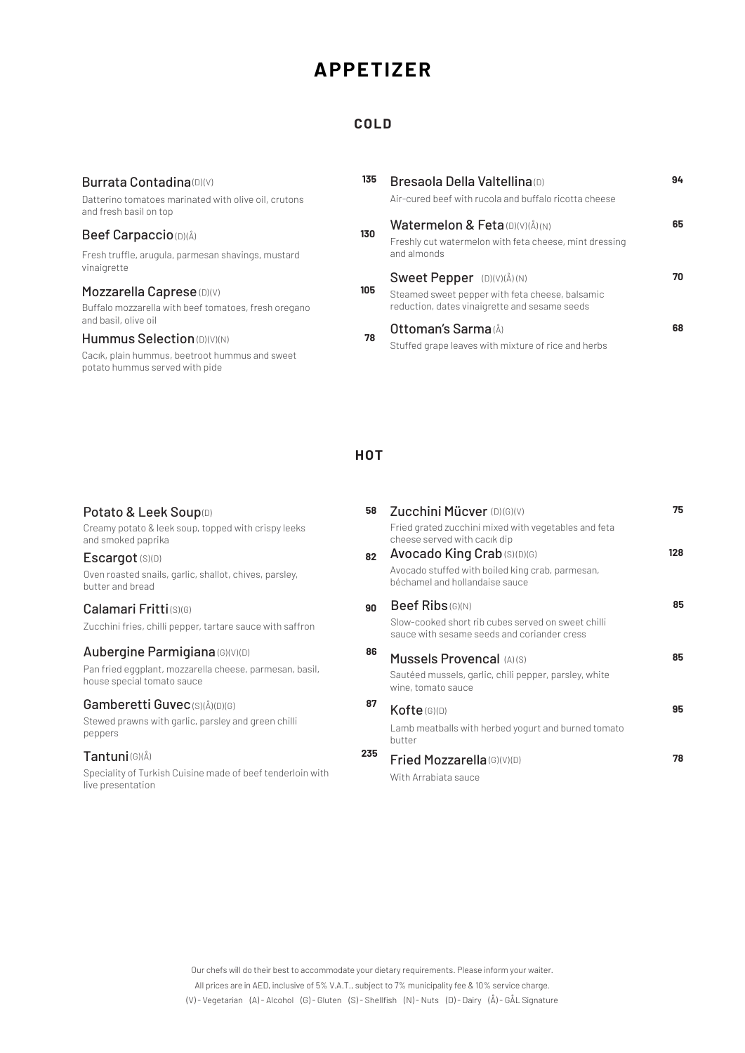# APPETIZER

## COLD

**Burrata Contadina** (D)(V) — **135**
Datterino tomatoes marinated with olive oil, crutons and fresh basil on top

**Beef Carpaccio** (D)(Å) — **130**
Fresh truffle, arugula, parmesan shavings, mustard vinaigrette

**Mozzarella Caprese** (D)(V) — **105**
Buffalo mozzarella with beef tomatoes, fresh oregano and basil, olive oil

**Hummus Selection** (D)(V)(N) — **78**
Cacık, plain hummus, beetroot hummus and sweet potato hummus served with pide

**Bresaola Della Valtellina** (D) — **94**
Air-cured beef with rucola and buffalo ricotta cheese

**Watermelon & Feta** (D)(V)(Å)(N) — **65**
Freshly cut watermelon with feta cheese, mint dressing and almonds

**Sweet Pepper** (D)(V)(Å)(N) — **70**
Steamed sweet pepper with feta cheese, balsamic reduction, dates vinaigrette and sesame seeds

**Ottoman's Sarma** (Å) — **68**
Stuffed grape leaves with mixture of rice and herbs

## HOT

**Potato & Leek Soup** (D) — **58**
Creamy potato & leek soup, topped with crispy leeks and smoked paprika

**Escargot** (S)(D) — **82**
Oven roasted snails, garlic, shallot, chives, parsley, butter and bread

**Calamari Fritti** (S)(G) — **90**
Zucchini fries, chilli pepper, tartare sauce with saffron

**Aubergine Parmigiana** (G)(V)(D) — **86**
Pan fried eggplant, mozzarella cheese, parmesan, basil, house special tomato sauce

**Gamberetti Guvec** (S)(Å)(D)(G) — **87**
Stewed prawns with garlic, parsley and green chilli peppers

**Tantuni** (G)(Å) — **235**
Speciality of Turkish Cuisine made of beef tenderloin with live presentation

**Zucchini Mücver** (D)(G)(V) — **75**
Fried grated zucchini mixed with vegetables and feta cheese served with cacık dip

**Avocado King Crab** (S)(D)(G) — **128**
Avocado stuffed with boiled king crab, parmesan, béchamel and hollandaise sauce

**Beef Ribs** (G)(N) — **85**
Slow-cooked short rib cubes served on sweet chilli sauce with sesame seeds and coriander cress

**Mussels Provencal** (A)(S) — **85**
Sautéed mussels, garlic, chili pepper, parsley, white wine, tomato sauce

**Kofte** (G)(D) — **95**
Lamb meatballs with herbed yogurt and burned tomato butter

**Fried Mozzarella** (G)(V)(D) — **78**
With Arrabiata sauce

Our chefs will do their best to accommodate your dietary requirements. Please inform your waiter.
All prices are in AED, inclusive of 5% V.A.T., subject to 7% municipality fee & 10% service charge.
(V) - Vegetarian (A) - Alcohol (G) - Gluten (S) - Shellfish (N) - Nuts (D) - Dairy (Å) - GÅL Signature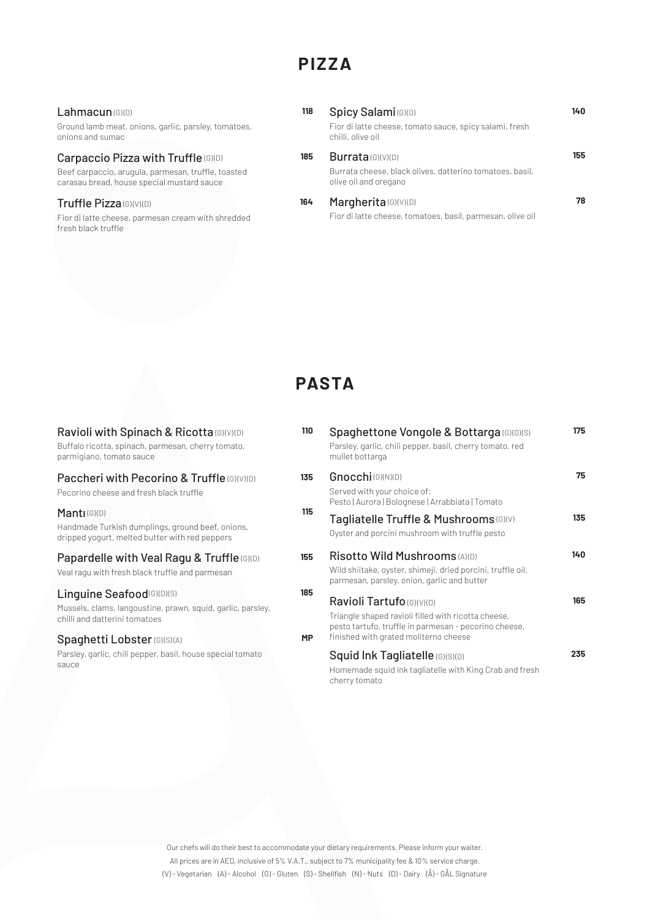# PIZZA

**Lahmacun** (G)(D) — **118**
Ground lamb meat, onions, garlic, parsley, tomatoes, onions and sumac

**Carpaccio Pizza with Truffle** (G)(D) — **185**
Beef carpaccio, arugula, parmesan, truffle, toasted carasau bread, house special mustard sauce

**Truffle Pizza** (G)(V)(D) — **164**
Fior di latte cheese, parmesan cream with shredded fresh black truffle

**Spicy Salami** (G)(D) — **140**
Fior di latte cheese, tomato sauce, spicy salami, fresh chilli, olive oil

**Burrata** (G)(V)(D) — **155**
Burrata cheese, black olives, datterino tomatoes, basil, olive oil and oregano

**Margherita** (G)(V)(D) — **78**
Fior di latte cheese, tomatoes, basil, parmesan, olive oil

# PASTA

**Ravioli with Spinach & Ricotta** (G)(V)(D) — **110**
Buffalo ricotta, spinach, parmesan, cherry tomato, parmigiano, tomato sauce

**Paccheri with Pecorino & Truffle** (G)(V)(D) — **135**
Pecorino cheese and fresh black truffle

**Mantı** (G)(D) — **115**
Handmade Turkish dumplings, ground beef, onions, dripped yogurt, melted butter with red peppers

**Papardelle with Veal Ragu & Truffle** (G)(D) — **155**
Veal ragu with fresh black truffle and parmesan

**Linguine Seafood** (G)(D)(S) — **185**
Mussels, clams, langoustine, prawn, squid, garlic, parsley, chilli and datterini tomatoes

**Spaghetti Lobster** (G)(S)(A) — **MP**
Parsley, garlic, chili pepper, basil, house special tomato sauce

**Spaghettone Vongole & Bottarga** (G)(D)(S) — **175**
Parsley, garlic, chili pepper, basil, cherry tomato, red mullet bottarga

**Gnocchi** (G)(N)(D) — **75**
Served with your choice of:
Pesto | Aurora | Bolognese | Arrabbiata | Tomato

**Tagliatelle Truffle & Mushrooms** (G)(V) — **135**
Oyster and porcini mushroom with truffle pesto

**Risotto Wild Mushrooms** (A)(D) — **140**
Wild shiitake, oyster, shimeji, dried porcini, truffle oil, parmesan, parsley, onion, garlic and butter

**Ravioli Tartufo** (G)(V)(D) — **165**
Triangle shaped ravioli filled with ricotta cheese, pesto tartufo, truffle in parmesan - pecorino cheese, finished with grated moliterno cheese

**Squid Ink Tagliatelle** (G)(S)(D) — **235**
Homemade squid ink tagliatelle with King Crab and fresh cherry tomato

Our chefs will do their best to accommodate your dietary requirements. Please inform your waiter.
All prices are in AED, inclusive of 5% V.A.T., subject to 7% municipality fee & 10% service charge.
(V) - Vegetarian (A) - Alcohol (G) - Gluten (S) - Shellfish (N) - Nuts (D) - Dairy (Å) - GÅL Signature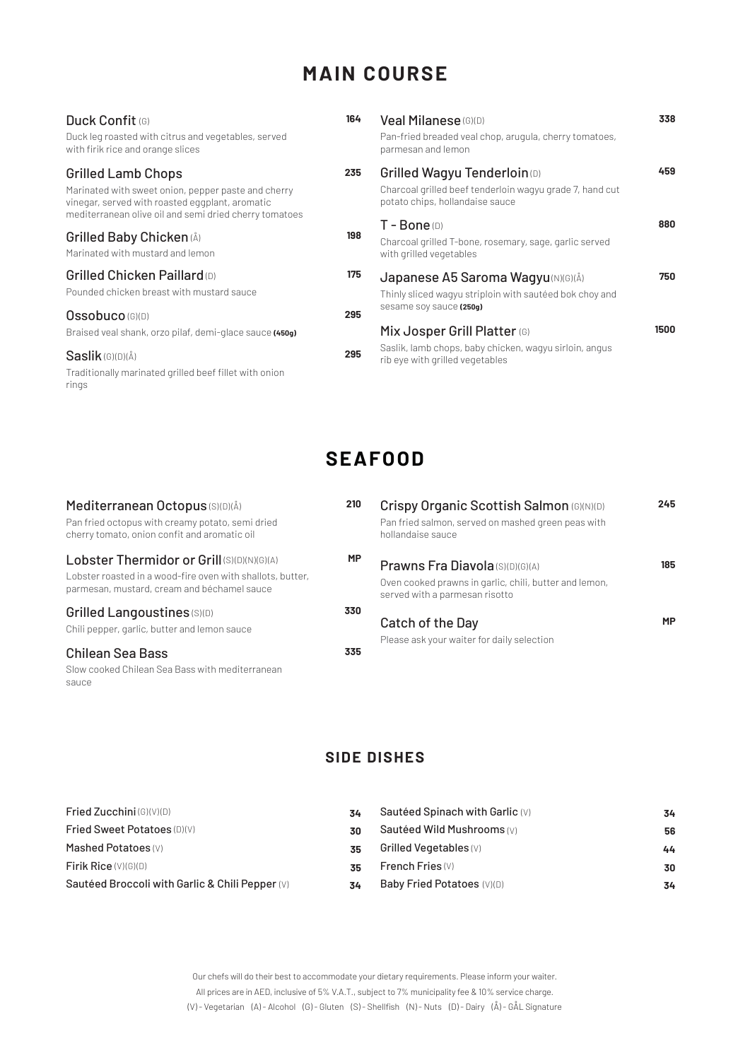# MAIN COURSE

**Duck Confit** (G) — **164**
Duck leg roasted with citrus and vegetables, served with firik rice and orange slices

**Grilled Lamb Chops** — **235**
Marinated with sweet onion, pepper paste and cherry vinegar, served with roasted eggplant, aromatic mediterranean olive oil and semi dried cherry tomatoes

**Grilled Baby Chicken** (Å) — **198**
Marinated with mustard and lemon

**Grilled Chicken Paillard** (D) — **175**
Pounded chicken breast with mustard sauce

**Ossobuco** (G)(D) — **295**
Braised veal shank, orzo pilaf, demi-glace sauce **(450g)**

**Saslik** (G)(D)(Å) — **295**
Traditionally marinated grilled beef fillet with onion rings

**Veal Milanese** (G)(D) — **338**
Pan-fried breaded veal chop, arugula, cherry tomatoes, parmesan and lemon

**Grilled Wagyu Tenderloin** (D) — **459**
Charcoal grilled beef tenderloin wagyu grade 7, hand cut potato chips, hollandaise sauce

**T - Bone** (D) — **880**
Charcoal grilled T-bone, rosemary, sage, garlic served with grilled vegetables

**Japanese A5 Saroma Wagyu** (N)(G)(Å) — **750**
Thinly sliced wagyu striploin with sautéed bok choy and sesame soy sauce **(250g)**

**Mix Josper Grill Platter** (G) — **1500**
Saslik, lamb chops, baby chicken, wagyu sirloin, angus rib eye with grilled vegetables

# SEAFOOD

**Mediterranean Octopus** (S)(D)(Å) — **210**
Pan fried octopus with creamy potato, semi dried cherry tomato, onion confit and aromatic oil

**Lobster Thermidor or Grill** (S)(D)(N)(G)(A) — **MP**
Lobster roasted in a wood-fire oven with shallots, butter, parmesan, mustard, cream and béchamel sauce

**Grilled Langoustines** (S)(D) — **330**
Chili pepper, garlic, butter and lemon sauce

**Chilean Sea Bass** — **335**
Slow cooked Chilean Sea Bass with mediterranean sauce

**Crispy Organic Scottish Salmon** (G)(N)(D) — **245**
Pan fried salmon, served on mashed green peas with hollandaise sauce

**Prawns Fra Diavola** (S)(D)(G)(A) — **185**
Oven cooked prawns in garlic, chili, butter and lemon, served with a parmesan risotto

**Catch of the Day** — **MP**
Please ask your waiter for daily selection

## SIDE DISHES

| Dish | Price |
|---|---|
| Fried Zucchini (G)(V)(D) | 34 |
| Fried Sweet Potatoes (D)(V) | 30 |
| Mashed Potatoes (V) | 35 |
| Firik Rice (V)(G)(D) | 35 |
| Sautéed Broccoli with Garlic & Chili Pepper (V) | 34 |
| Sautéed Spinach with Garlic (V) | 34 |
| Sautéed Wild Mushrooms (V) | 56 |
| Grilled Vegetables (V) | 44 |
| French Fries (V) | 30 |
| Baby Fried Potatoes (V)(D) | 34 |

Our chefs will do their best to accommodate your dietary requirements. Please inform your waiter.
All prices are in AED, inclusive of 5% V.A.T., subject to 7% municipality fee & 10% service charge.
(V) - Vegetarian (A) - Alcohol (G) - Gluten (S) - Shellfish (N) - Nuts (D) - Dairy (Å) - GÅL Signature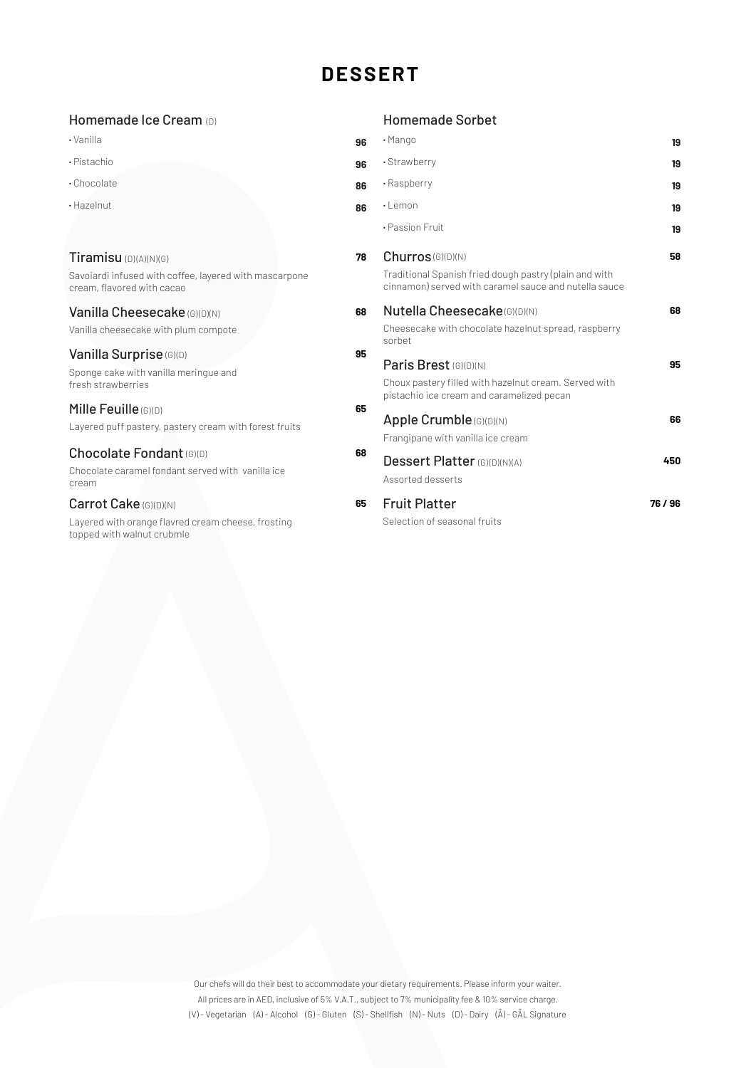# DESSERT

## Homemade Ice Cream (D)

- Vanilla **96**
- Pistachio **96**
- Chocolate **86**
- Hazelnut **86**

### Tiramisu (D)(A)(N)(G) — **78**

Savoiardi infused with coffee, layered with mascarpone cream, flavored with cacao

### Vanilla Cheesecake (G)(D)(N) — **68**

Vanilla cheesecake with plum compote

### Vanilla Surprise (G)(D) — **95**

Sponge cake with vanilla meringue and fresh strawberries

### Mille Feuille (G)(D) — **65**

Layered puff pastery, pastery cream with forest fruits

### Chocolate Fondant (G)(D) — **68**

Chocolate caramel fondant served with vanilla ice cream

### Carrot Cake (G)(D)(N) — **65**

Layered with orange flavred cream cheese, frosting topped with walnut crubmle

## Homemade Sorbet

- Mango **19**
- Strawberry **19**
- Raspberry **19**
- Lemon **19**
- Passion Fruit **19**

### Churros (G)(D)(N) — **58**

Traditional Spanish fried dough pastry (plain and with cinnamon) served with caramel sauce and nutella sauce

### Nutella Cheesecake (G)(D)(N) — **68**

Cheesecake with chocolate hazelnut spread, raspberry sorbet

### Paris Brest (G)(D)(N) — **95**

Choux pastery filled with hazelnut cream. Served with pistachio ice cream and caramelized pecan

### Apple Crumble (G)(D)(N) — **66**

Frangipane with vanilla ice cream

### Dessert Platter (G)(D)(N)(A) — **450**

Assorted desserts

### Fruit Platter — **76 / 96**

Selection of seasonal fruits

Our chefs will do their best to accommodate your dietary requirements. Please inform your waiter.

All prices are in AED, inclusive of 5% V.A.T., subject to 7% municipality fee & 10% service charge.

(V) - Vegetarian (A) - Alcohol (G) - Gluten (S) - Shellfish (N) - Nuts (D) - Dairy (Å) - GÅL Signature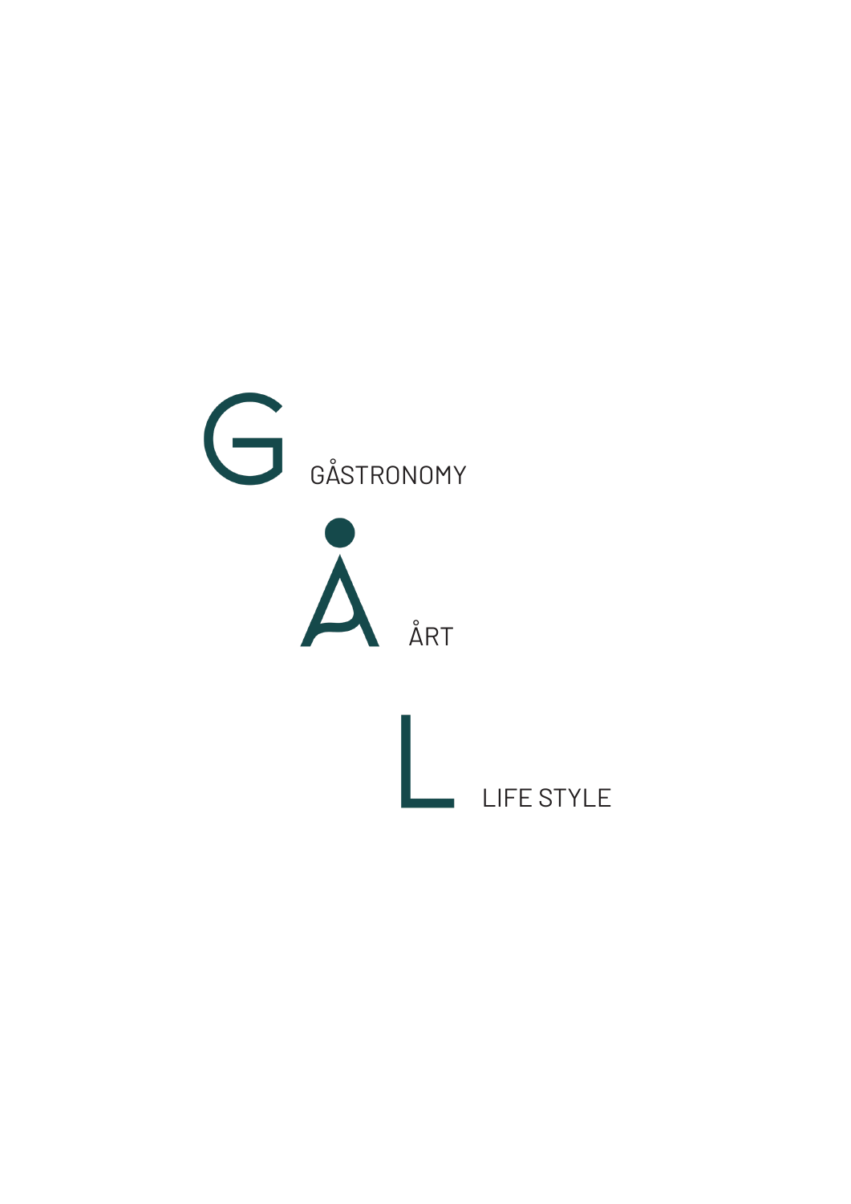G GÅSTRONOMY

Å ÅRT

L LIFE STYLE